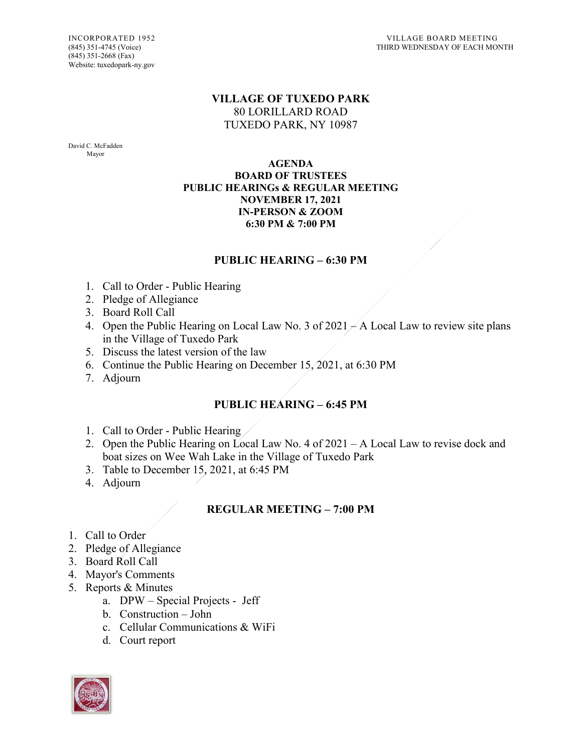INCORPORATED 1952
(845) 351-4745 (Voice)
(845) 351-2668 (Fax)
Website: tuxedopark-ny.gov

VILLAGE BOARD MEETING
THIRD WEDNESDAY OF EACH MONTH

# VILLAGE OF TUXEDO PARK

80 LORILLARD ROAD
TUXEDO PARK, NY 10987

David C. McFadden
Mayor

**AGENDA**
**BOARD OF TRUSTEES**
**PUBLIC HEARINGs & REGULAR MEETING**
**NOVEMBER 17, 2021**
**IN-PERSON & ZOOM**
**6:30 PM & 7:00 PM**

## PUBLIC HEARING – 6:30 PM

1. Call to Order - Public Hearing
2. Pledge of Allegiance
3. Board Roll Call
4. Open the Public Hearing on Local Law No. 3 of 2021 – A Local Law to review site plans in the Village of Tuxedo Park
5. Discuss the latest version of the law
6. Continue the Public Hearing on December 15, 2021, at 6:30 PM
7. Adjourn

## PUBLIC HEARING – 6:45 PM

1. Call to Order - Public Hearing
2. Open the Public Hearing on Local Law No. 4 of 2021 – A Local Law to revise dock and boat sizes on Wee Wah Lake in the Village of Tuxedo Park
3. Table to December 15, 2021, at 6:45 PM
4. Adjourn

## REGULAR MEETING – 7:00 PM

1. Call to Order
2. Pledge of Allegiance
3. Board Roll Call
4. Mayor's Comments
5. Reports & Minutes
   a. DPW – Special Projects - Jeff
   b. Construction – John
   c. Cellular Communications & WiFi
   d. Court report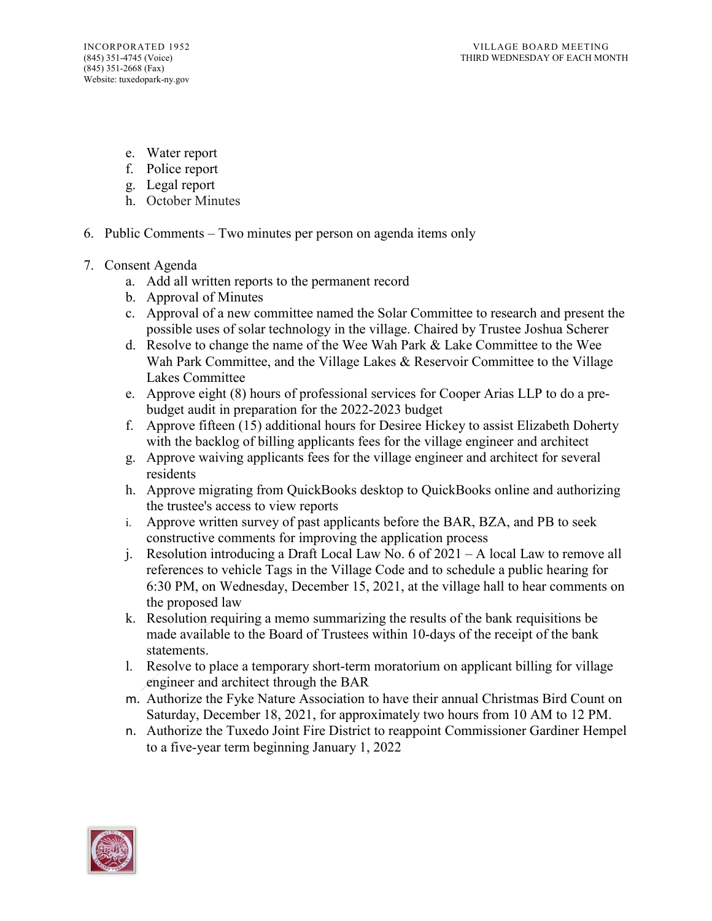e. Water report
f. Police report
g. Legal report
h. October Minutes

6. Public Comments – Two minutes per person on agenda items only

7. Consent Agenda
   a. Add all written reports to the permanent record
   b. Approval of Minutes
   c. Approval of a new committee named the Solar Committee to research and present the possible uses of solar technology in the village. Chaired by Trustee Joshua Scherer
   d. Resolve to change the name of the Wee Wah Park & Lake Committee to the Wee Wah Park Committee, and the Village Lakes & Reservoir Committee to the Village Lakes Committee
   e. Approve eight (8) hours of professional services for Cooper Arias LLP to do a pre-budget audit in preparation for the 2022-2023 budget
   f. Approve fifteen (15) additional hours for Desiree Hickey to assist Elizabeth Doherty with the backlog of billing applicants fees for the village engineer and architect
   g. Approve waiving applicants fees for the village engineer and architect for several residents
   h. Approve migrating from QuickBooks desktop to QuickBooks online and authorizing the trustee's access to view reports
   i. Approve written survey of past applicants before the BAR, BZA, and PB to seek constructive comments for improving the application process
   j. Resolution introducing a Draft Local Law No. 6 of 2021 – A local Law to remove all references to vehicle Tags in the Village Code and to schedule a public hearing for 6:30 PM, on Wednesday, December 15, 2021, at the village hall to hear comments on the proposed law
   k. Resolution requiring a memo summarizing the results of the bank requisitions be made available to the Board of Trustees within 10-days of the receipt of the bank statements.
   l. Resolve to place a temporary short-term moratorium on applicant billing for village engineer and architect through the BAR
   m. Authorize the Fyke Nature Association to have their annual Christmas Bird Count on Saturday, December 18, 2021, for approximately two hours from 10 AM to 12 PM.
   n. Authorize the Tuxedo Joint Fire District to reappoint Commissioner Gardiner Hempel to a five-year term beginning January 1, 2022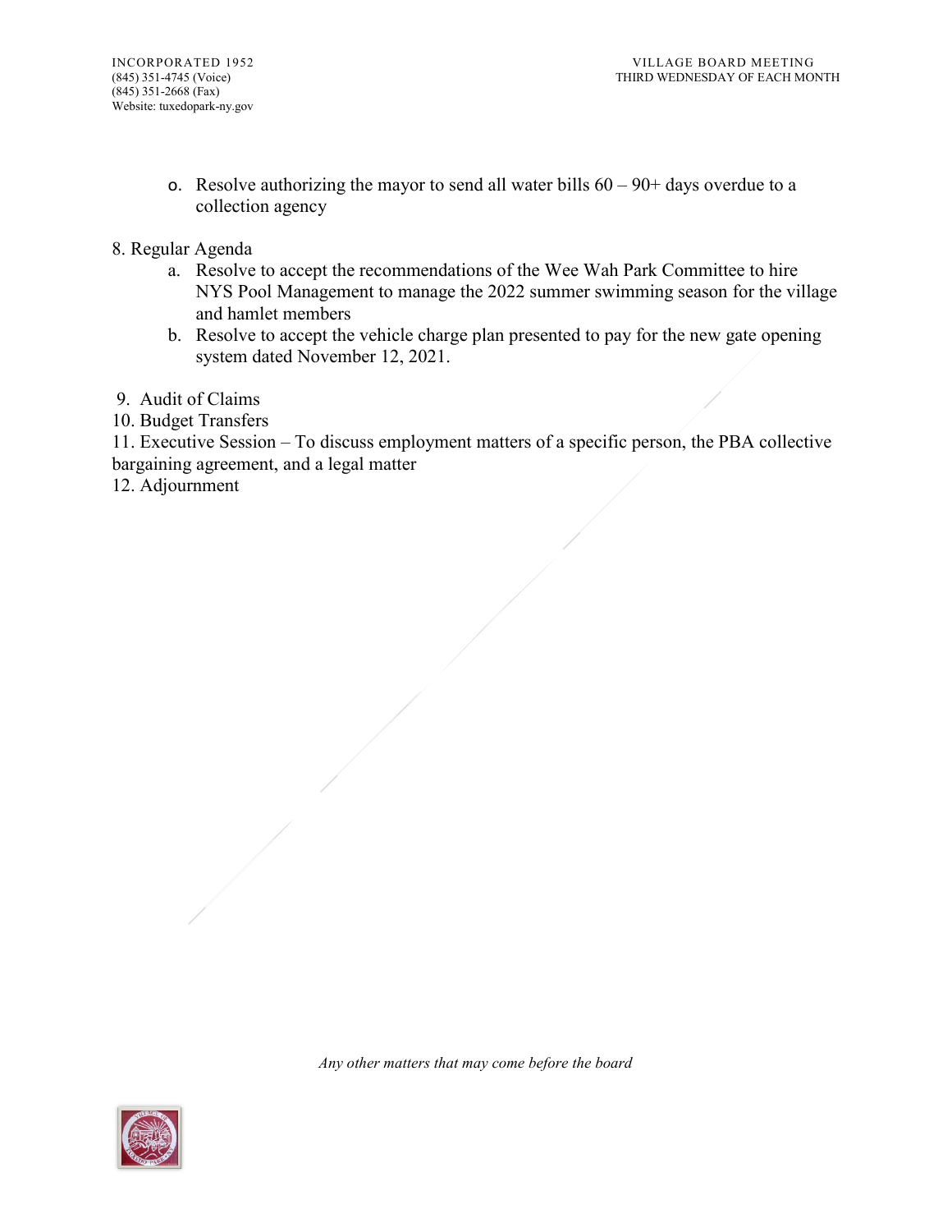o. Resolve authorizing the mayor to send all water bills 60 – 90+ days overdue to a collection agency

8. Regular Agenda
   a. Resolve to accept the recommendations of the Wee Wah Park Committee to hire NYS Pool Management to manage the 2022 summer swimming season for the village and hamlet members
   b. Resolve to accept the vehicle charge plan presented to pay for the new gate opening system dated November 12, 2021.

9. Audit of Claims
10. Budget Transfers
11. Executive Session – To discuss employment matters of a specific person, the PBA collective bargaining agreement, and a legal matter
12. Adjournment

*Any other matters that may come before the board*